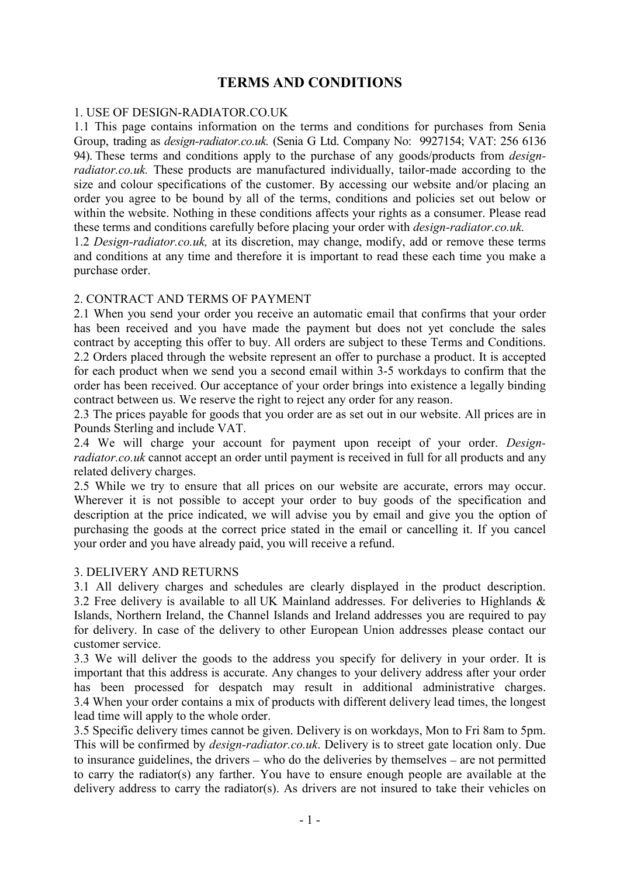# TERMS AND CONDITIONS

## 1. USE OF DESIGN-RADIATOR.CO.UK

1.1 This page contains information on the terms and conditions for purchases from Senia Group, trading as *design-radiator.co.uk.* (Senia G Ltd. Company No: 9927154; VAT: 256 6136 94). These terms and conditions apply to the purchase of any goods/products from *design-radiator.co.uk.* These products are manufactured individually, tailor-made according to the size and colour specifications of the customer. By accessing our website and/or placing an order you agree to be bound by all of the terms, conditions and policies set out below or within the website. Nothing in these conditions affects your rights as a consumer. Please read these terms and conditions carefully before placing your order with *design-radiator.co.uk.*

1.2 *Design-radiator.co.uk,* at its discretion, may change, modify, add or remove these terms and conditions at any time and therefore it is important to read these each time you make a purchase order.

## 2. CONTRACT AND TERMS OF PAYMENT

2.1 When you send your order you receive an automatic email that confirms that your order has been received and you have made the payment but does not yet conclude the sales contract by accepting this offer to buy. All orders are subject to these Terms and Conditions.

2.2 Orders placed through the website represent an offer to purchase a product. It is accepted for each product when we send you a second email within 3-5 workdays to confirm that the order has been received. Our acceptance of your order brings into existence a legally binding contract between us. We reserve the right to reject any order for any reason.

2.3 The prices payable for goods that you order are as set out in our website. All prices are in Pounds Sterling and include VAT.

2.4 We will charge your account for payment upon receipt of your order. *Design-radiator.co.uk* cannot accept an order until payment is received in full for all products and any related delivery charges.

2.5 While we try to ensure that all prices on our website are accurate, errors may occur. Wherever it is not possible to accept your order to buy goods of the specification and description at the price indicated, we will advise you by email and give you the option of purchasing the goods at the correct price stated in the email or cancelling it. If you cancel your order and you have already paid, you will receive a refund.

## 3. DELIVERY AND RETURNS

3.1 All delivery charges and schedules are clearly displayed in the product description.

3.2 Free delivery is available to all UK Mainland addresses. For deliveries to Highlands & Islands, Northern Ireland, the Channel Islands and Ireland addresses you are required to pay for delivery. In case of the delivery to other European Union addresses please contact our customer service.

3.3 We will deliver the goods to the address you specify for delivery in your order. It is important that this address is accurate. Any changes to your delivery address after your order has been processed for despatch may result in additional administrative charges.

3.4 When your order contains a mix of products with different delivery lead times, the longest lead time will apply to the whole order.

3.5 Specific delivery times cannot be given. Delivery is on workdays, Mon to Fri 8am to 5pm. This will be confirmed by *design-radiator.co.uk*. Delivery is to street gate location only. Due to insurance guidelines, the drivers – who do the deliveries by themselves – are not permitted to carry the radiator(s) any farther. You have to ensure enough people are available at the delivery address to carry the radiator(s). As drivers are not insured to take their vehicles on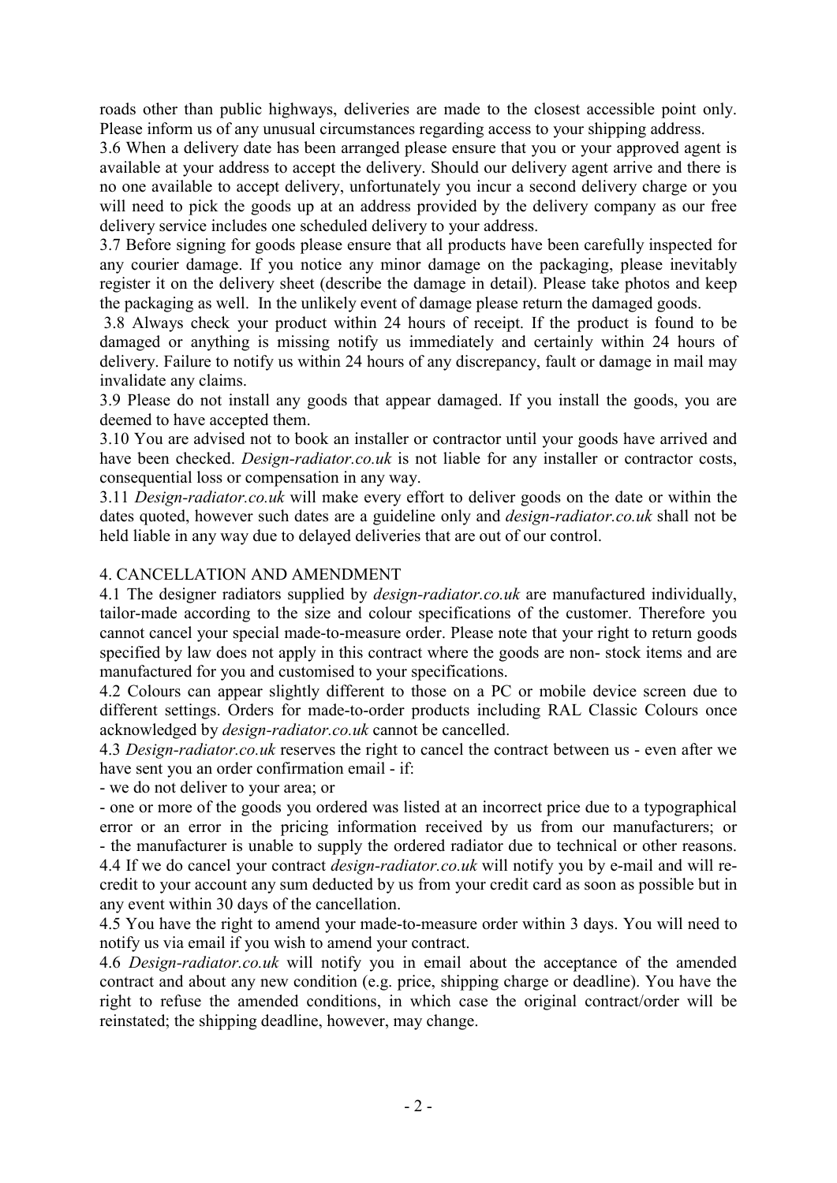roads other than public highways, deliveries are made to the closest accessible point only. Please inform us of any unusual circumstances regarding access to your shipping address.

3.6 When a delivery date has been arranged please ensure that you or your approved agent is available at your address to accept the delivery. Should our delivery agent arrive and there is no one available to accept delivery, unfortunately you incur a second delivery charge or you will need to pick the goods up at an address provided by the delivery company as our free delivery service includes one scheduled delivery to your address.

3.7 Before signing for goods please ensure that all products have been carefully inspected for any courier damage. If you notice any minor damage on the packaging, please inevitably register it on the delivery sheet (describe the damage in detail). Please take photos and keep the packaging as well. In the unlikely event of damage please return the damaged goods.

3.8 Always check your product within 24 hours of receipt. If the product is found to be damaged or anything is missing notify us immediately and certainly within 24 hours of delivery. Failure to notify us within 24 hours of any discrepancy, fault or damage in mail may invalidate any claims.

3.9 Please do not install any goods that appear damaged. If you install the goods, you are deemed to have accepted them.

3.10 You are advised not to book an installer or contractor until your goods have arrived and have been checked. *Design-radiator.co.uk* is not liable for any installer or contractor costs, consequential loss or compensation in any way.

3.11 *Design-radiator.co.uk* will make every effort to deliver goods on the date or within the dates quoted, however such dates are a guideline only and *design-radiator.co.uk* shall not be held liable in any way due to delayed deliveries that are out of our control.

4. CANCELLATION AND AMENDMENT

4.1 The designer radiators supplied by *design-radiator.co.uk* are manufactured individually, tailor-made according to the size and colour specifications of the customer. Therefore you cannot cancel your special made-to-measure order. Please note that your right to return goods specified by law does not apply in this contract where the goods are non- stock items and are manufactured for you and customised to your specifications.

4.2 Colours can appear slightly different to those on a PC or mobile device screen due to different settings. Orders for made-to-order products including RAL Classic Colours once acknowledged by *design-radiator.co.uk* cannot be cancelled.

4.3 *Design-radiator.co.uk* reserves the right to cancel the contract between us - even after we have sent you an order confirmation email - if:

- we do not deliver to your area; or
- one or more of the goods you ordered was listed at an incorrect price due to a typographical error or an error in the pricing information received by us from our manufacturers; or
- the manufacturer is unable to supply the ordered radiator due to technical or other reasons.

4.4 If we do cancel your contract *design-radiator.co.uk* will notify you by e-mail and will re-credit to your account any sum deducted by us from your credit card as soon as possible but in any event within 30 days of the cancellation.

4.5 You have the right to amend your made-to-measure order within 3 days. You will need to notify us via email if you wish to amend your contract.

4.6 *Design-radiator.co.uk* will notify you in email about the acceptance of the amended contract and about any new condition (e.g. price, shipping charge or deadline). You have the right to refuse the amended conditions, in which case the original contract/order will be reinstated; the shipping deadline, however, may change.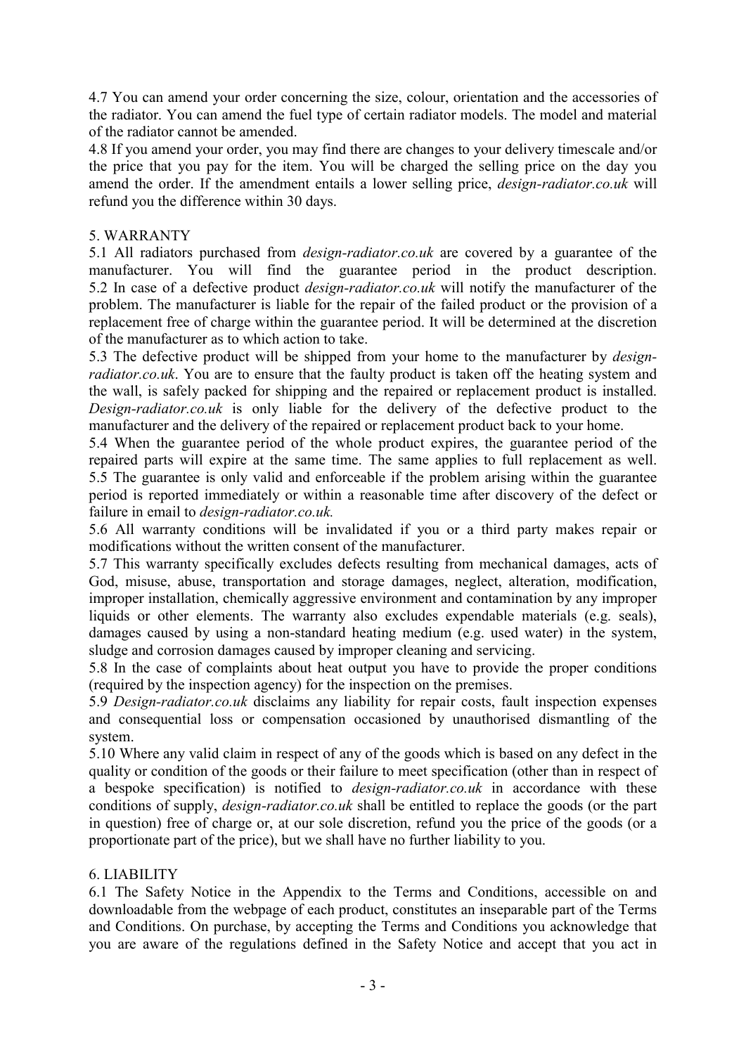4.7 You can amend your order concerning the size, colour, orientation and the accessories of the radiator. You can amend the fuel type of certain radiator models. The model and material of the radiator cannot be amended.

4.8 If you amend your order, you may find there are changes to your delivery timescale and/or the price that you pay for the item. You will be charged the selling price on the day you amend the order. If the amendment entails a lower selling price, *design-radiator.co.uk* will refund you the difference within 30 days.

## 5. WARRANTY

5.1 All radiators purchased from *design-radiator.co.uk* are covered by a guarantee of the manufacturer. You will find the guarantee period in the product description.

5.2 In case of a defective product *design-radiator.co.uk* will notify the manufacturer of the problem. The manufacturer is liable for the repair of the failed product or the provision of a replacement free of charge within the guarantee period. It will be determined at the discretion of the manufacturer as to which action to take.

5.3 The defective product will be shipped from your home to the manufacturer by *design-radiator.co.uk*. You are to ensure that the faulty product is taken off the heating system and the wall, is safely packed for shipping and the repaired or replacement product is installed. *Design-radiator.co.uk* is only liable for the delivery of the defective product to the manufacturer and the delivery of the repaired or replacement product back to your home.

5.4 When the guarantee period of the whole product expires, the guarantee period of the repaired parts will expire at the same time. The same applies to full replacement as well.

5.5 The guarantee is only valid and enforceable if the problem arising within the guarantee period is reported immediately or within a reasonable time after discovery of the defect or failure in email to *design-radiator.co.uk.*

5.6 All warranty conditions will be invalidated if you or a third party makes repair or modifications without the written consent of the manufacturer.

5.7 This warranty specifically excludes defects resulting from mechanical damages, acts of God, misuse, abuse, transportation and storage damages, neglect, alteration, modification, improper installation, chemically aggressive environment and contamination by any improper liquids or other elements. The warranty also excludes expendable materials (e.g. seals), damages caused by using a non-standard heating medium (e.g. used water) in the system, sludge and corrosion damages caused by improper cleaning and servicing.

5.8 In the case of complaints about heat output you have to provide the proper conditions (required by the inspection agency) for the inspection on the premises.

5.9 *Design-radiator.co.uk* disclaims any liability for repair costs, fault inspection expenses and consequential loss or compensation occasioned by unauthorised dismantling of the system.

5.10 Where any valid claim in respect of any of the goods which is based on any defect in the quality or condition of the goods or their failure to meet specification (other than in respect of a bespoke specification) is notified to *design-radiator.co.uk* in accordance with these conditions of supply, *design-radiator.co.uk* shall be entitled to replace the goods (or the part in question) free of charge or, at our sole discretion, refund you the price of the goods (or a proportionate part of the price), but we shall have no further liability to you.

## 6. LIABILITY

6.1 The Safety Notice in the Appendix to the Terms and Conditions, accessible on and downloadable from the webpage of each product, constitutes an inseparable part of the Terms and Conditions. On purchase, by accepting the Terms and Conditions you acknowledge that you are aware of the regulations defined in the Safety Notice and accept that you act in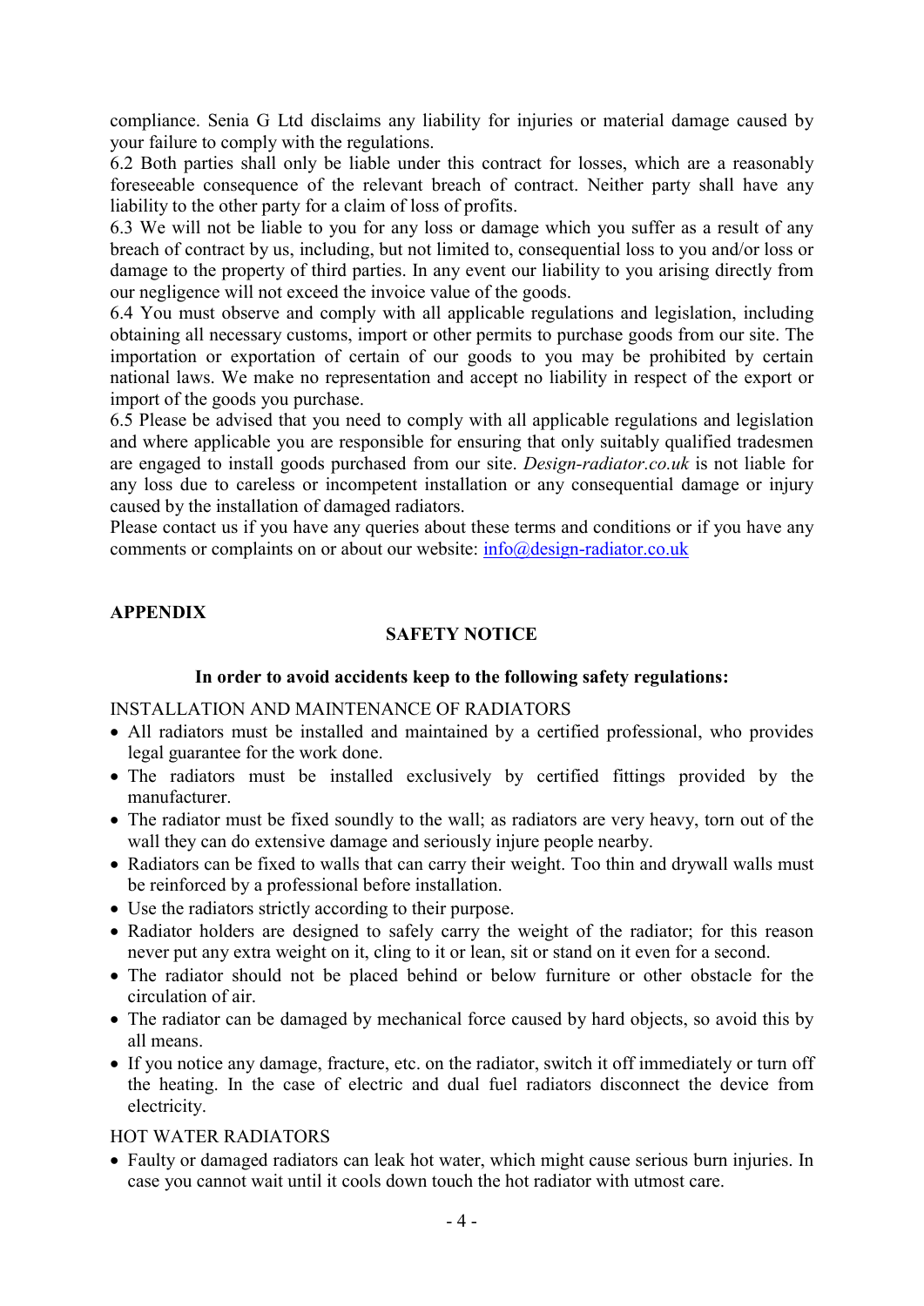compliance. Senia G Ltd disclaims any liability for injuries or material damage caused by your failure to comply with the regulations.

6.2 Both parties shall only be liable under this contract for losses, which are a reasonably foreseeable consequence of the relevant breach of contract. Neither party shall have any liability to the other party for a claim of loss of profits.

6.3 We will not be liable to you for any loss or damage which you suffer as a result of any breach of contract by us, including, but not limited to, consequential loss to you and/or loss or damage to the property of third parties. In any event our liability to you arising directly from our negligence will not exceed the invoice value of the goods.

6.4 You must observe and comply with all applicable regulations and legislation, including obtaining all necessary customs, import or other permits to purchase goods from our site. The importation or exportation of certain of our goods to you may be prohibited by certain national laws. We make no representation and accept no liability in respect of the export or import of the goods you purchase.

6.5 Please be advised that you need to comply with all applicable regulations and legislation and where applicable you are responsible for ensuring that only suitably qualified tradesmen are engaged to install goods purchased from our site. *Design-radiator.co.uk* is not liable for any loss due to careless or incompetent installation or any consequential damage or injury caused by the installation of damaged radiators.

Please contact us if you have any queries about these terms and conditions or if you have any comments or complaints on or about our website: info@design-radiator.co.uk

## APPENDIX

### SAFETY NOTICE

**In order to avoid accidents keep to the following safety regulations:**

INSTALLATION AND MAINTENANCE OF RADIATORS

- All radiators must be installed and maintained by a certified professional, who provides legal guarantee for the work done.
- The radiators must be installed exclusively by certified fittings provided by the manufacturer.
- The radiator must be fixed soundly to the wall; as radiators are very heavy, torn out of the wall they can do extensive damage and seriously injure people nearby.
- Radiators can be fixed to walls that can carry their weight. Too thin and drywall walls must be reinforced by a professional before installation.
- Use the radiators strictly according to their purpose.
- Radiator holders are designed to safely carry the weight of the radiator; for this reason never put any extra weight on it, cling to it or lean, sit or stand on it even for a second.
- The radiator should not be placed behind or below furniture or other obstacle for the circulation of air.
- The radiator can be damaged by mechanical force caused by hard objects, so avoid this by all means.
- If you notice any damage, fracture, etc. on the radiator, switch it off immediately or turn off the heating. In the case of electric and dual fuel radiators disconnect the device from electricity.

HOT WATER RADIATORS

- Faulty or damaged radiators can leak hot water, which might cause serious burn injuries. In case you cannot wait until it cools down touch the hot radiator with utmost care.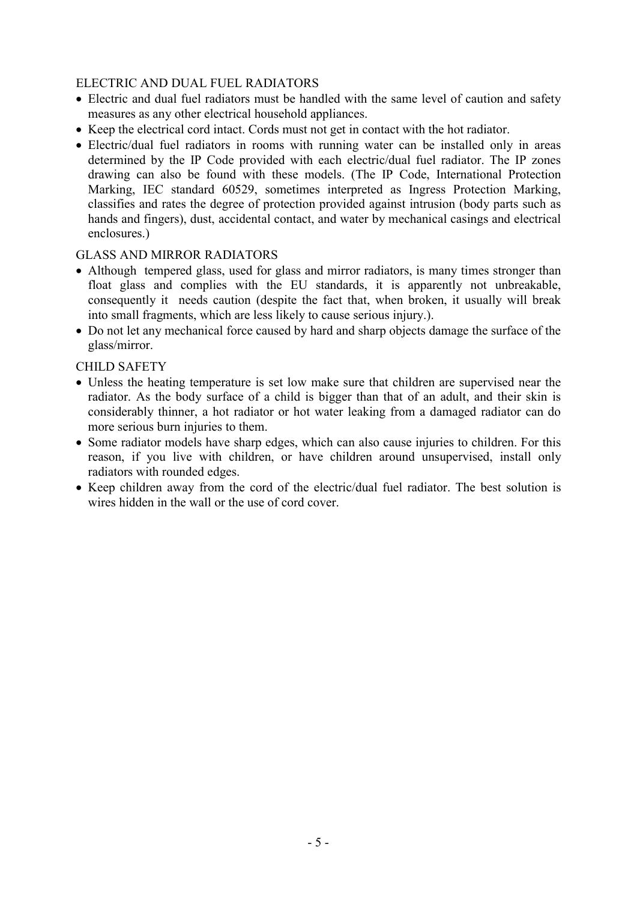## ELECTRIC AND DUAL FUEL RADIATORS

- Electric and dual fuel radiators must be handled with the same level of caution and safety measures as any other electrical household appliances.
- Keep the electrical cord intact. Cords must not get in contact with the hot radiator.
- Electric/dual fuel radiators in rooms with running water can be installed only in areas determined by the IP Code provided with each electric/dual fuel radiator. The IP zones drawing can also be found with these models. (The IP Code, International Protection Marking, IEC standard 60529, sometimes interpreted as Ingress Protection Marking, classifies and rates the degree of protection provided against intrusion (body parts such as hands and fingers), dust, accidental contact, and water by mechanical casings and electrical enclosures.)

## GLASS AND MIRROR RADIATORS

- Although tempered glass, used for glass and mirror radiators, is many times stronger than float glass and complies with the EU standards, it is apparently not unbreakable, consequently it needs caution (despite the fact that, when broken, it usually will break into small fragments, which are less likely to cause serious injury.).
- Do not let any mechanical force caused by hard and sharp objects damage the surface of the glass/mirror.

## CHILD SAFETY

- Unless the heating temperature is set low make sure that children are supervised near the radiator. As the body surface of a child is bigger than that of an adult, and their skin is considerably thinner, a hot radiator or hot water leaking from a damaged radiator can do more serious burn injuries to them.
- Some radiator models have sharp edges, which can also cause injuries to children. For this reason, if you live with children, or have children around unsupervised, install only radiators with rounded edges.
- Keep children away from the cord of the electric/dual fuel radiator. The best solution is wires hidden in the wall or the use of cord cover.